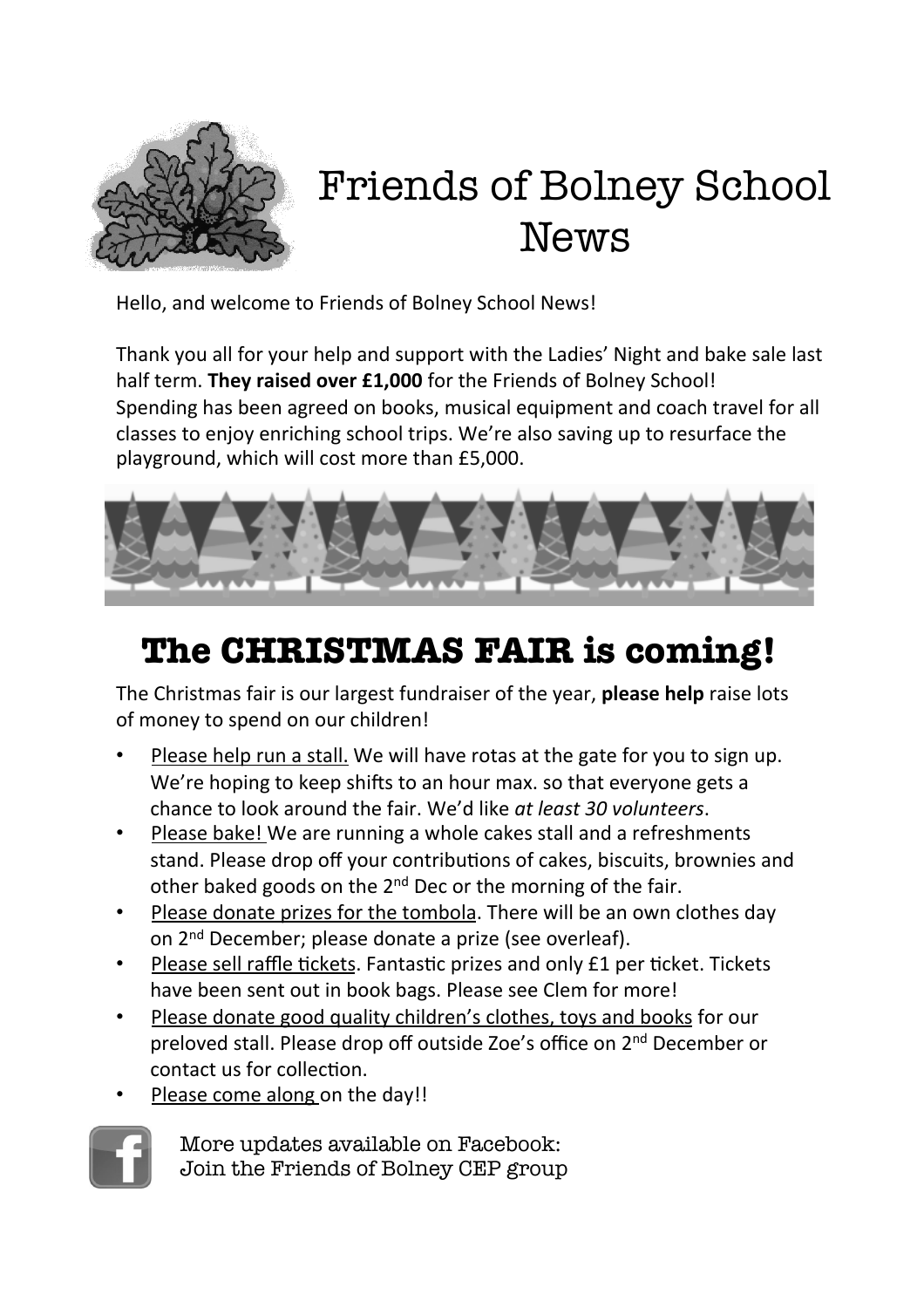# Friends of Bolney School News

Hello, and welcome to Friends of Bolney School News!

Thank you all for your help and support with the Ladies' Night and bake sale last half term. **They raised over £1,000** for the Friends of Bolney School! Spending has been agreed on books, musical equipment and coach travel for all classes to enjoy enriching school trips. We're also saving up to resurface the playground, which will cost more than £5,000.

## The CHRISTMAS FAIR is coming!

The Christmas fair is our largest fundraiser of the year, **please help** raise lots of money to spend on our children!

- Please help run a stall. We will have rotas at the gate for you to sign up. We're hoping to keep shifts to an hour max. so that everyone gets a chance to look around the fair. We'd like *at least 30 volunteers*.
- Please bake! We are running a whole cakes stall and a refreshments stand. Please drop off your contributions of cakes, biscuits, brownies and other baked goods on the 2nd Dec or the morning of the fair.
- Please donate prizes for the tombola. There will be an own clothes day on 2nd December; please donate a prize (see overleaf).
- Please sell raffle tickets. Fantastic prizes and only £1 per ticket. Tickets have been sent out in book bags. Please see Clem for more!
- Please donate good quality children's clothes, toys and books for our preloved stall. Please drop off outside Zoe's office on 2nd December or contact us for collection.
- Please come along on the day!!

More updates available on Facebook:
Join the Friends of Bolney CEP group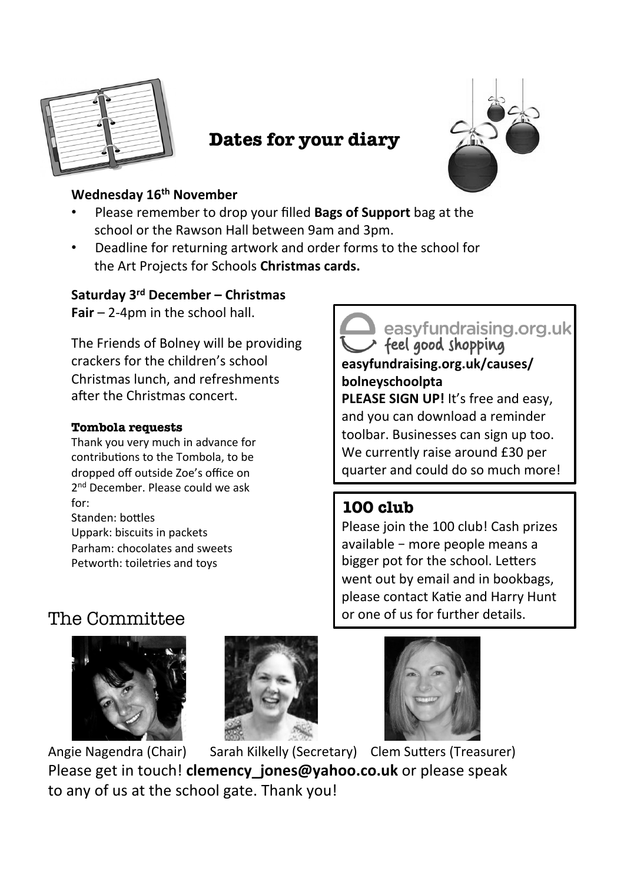## Dates for your diary

**Wednesday 16th November**

- Please remember to drop your filled **Bags of Support** bag at the school or the Rawson Hall between 9am and 3pm.
- Deadline for returning artwork and order forms to the school for the Art Projects for Schools **Christmas cards.**

**Saturday 3rd December – Christmas Fair** – 2-4pm in the school hall.

The Friends of Bolney will be providing crackers for the children's school Christmas lunch, and refreshments after the Christmas concert.

### Tombola requests

Thank you very much in advance for contributions to the Tombola, to be dropped off outside Zoe's office on 2nd December. Please could we ask for:

Standen: bottles
Uppark: biscuits in packets
Parham: chocolates and sweets
Petworth: toiletries and toys

easyfundraising.org.uk
feel good shopping

**easyfundraising.org.uk/causes/bolneyschoolpta**

**PLEASE SIGN UP!** It's free and easy, and you can download a reminder toolbar. Businesses can sign up too. We currently raise around £30 per quarter and could do so much more!

### 100 club

Please join the 100 club! Cash prizes available − more people means a bigger pot for the school. Letters went out by email and in bookbags, please contact Katie and Harry Hunt or one of us for further details.

## The Committee

Angie Nagendra (Chair) Sarah Kilkelly (Secretary) Clem Sutters (Treasurer)

Please get in touch! **clemency_jones@yahoo.co.uk** or please speak to any of us at the school gate. Thank you!